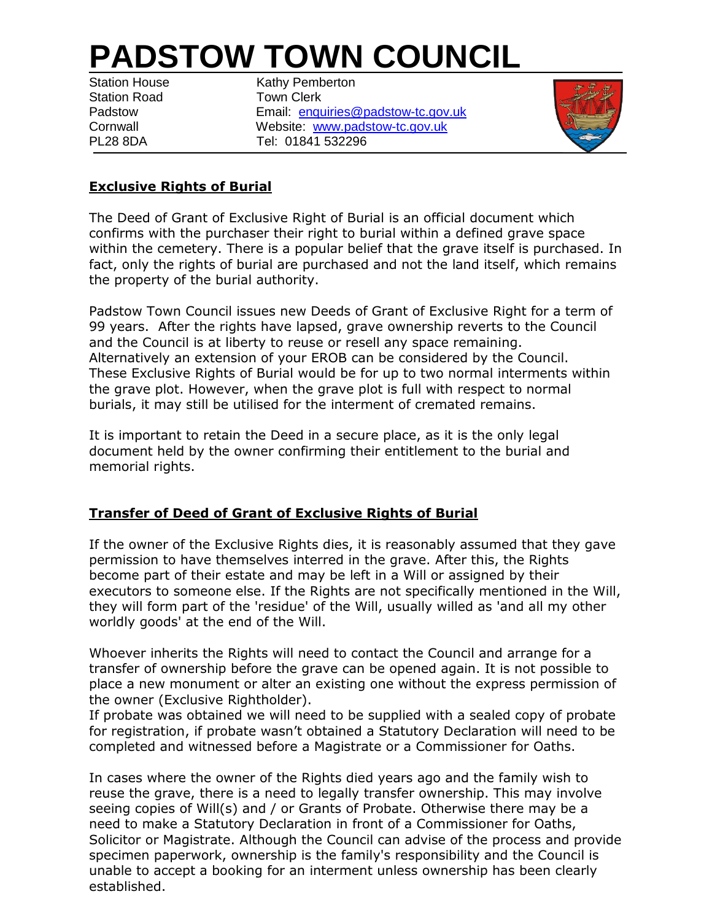# PADSTOW TOWN COUNCIL

Station House
Station Road
Padstow
Cornwall
PL28 8DA

Kathy Pemberton
Town Clerk
Email: enquiries@padstow-tc.gov.uk
Website: www.padstow-tc.gov.uk
Tel: 01841 532296

## Exclusive Rights of Burial

The Deed of Grant of Exclusive Right of Burial is an official document which confirms with the purchaser their right to burial within a defined grave space within the cemetery. There is a popular belief that the grave itself is purchased. In fact, only the rights of burial are purchased and not the land itself, which remains the property of the burial authority.

Padstow Town Council issues new Deeds of Grant of Exclusive Right for a term of 99 years. After the rights have lapsed, grave ownership reverts to the Council and the Council is at liberty to reuse or resell any space remaining. Alternatively an extension of your EROB can be considered by the Council. These Exclusive Rights of Burial would be for up to two normal interments within the grave plot. However, when the grave plot is full with respect to normal burials, it may still be utilised for the interment of cremated remains.

It is important to retain the Deed in a secure place, as it is the only legal document held by the owner confirming their entitlement to the burial and memorial rights.

## Transfer of Deed of Grant of Exclusive Rights of Burial

If the owner of the Exclusive Rights dies, it is reasonably assumed that they gave permission to have themselves interred in the grave. After this, the Rights become part of their estate and may be left in a Will or assigned by their executors to someone else. If the Rights are not specifically mentioned in the Will, they will form part of the 'residue' of the Will, usually willed as 'and all my other worldly goods' at the end of the Will.

Whoever inherits the Rights will need to contact the Council and arrange for a transfer of ownership before the grave can be opened again. It is not possible to place a new monument or alter an existing one without the express permission of the owner (Exclusive Rightholder).
If probate was obtained we will need to be supplied with a sealed copy of probate for registration, if probate wasn't obtained a Statutory Declaration will need to be completed and witnessed before a Magistrate or a Commissioner for Oaths.

In cases where the owner of the Rights died years ago and the family wish to reuse the grave, there is a need to legally transfer ownership. This may involve seeing copies of Will(s) and / or Grants of Probate. Otherwise there may be a need to make a Statutory Declaration in front of a Commissioner for Oaths, Solicitor or Magistrate. Although the Council can advise of the process and provide specimen paperwork, ownership is the family's responsibility and the Council is unable to accept a booking for an interment unless ownership has been clearly established.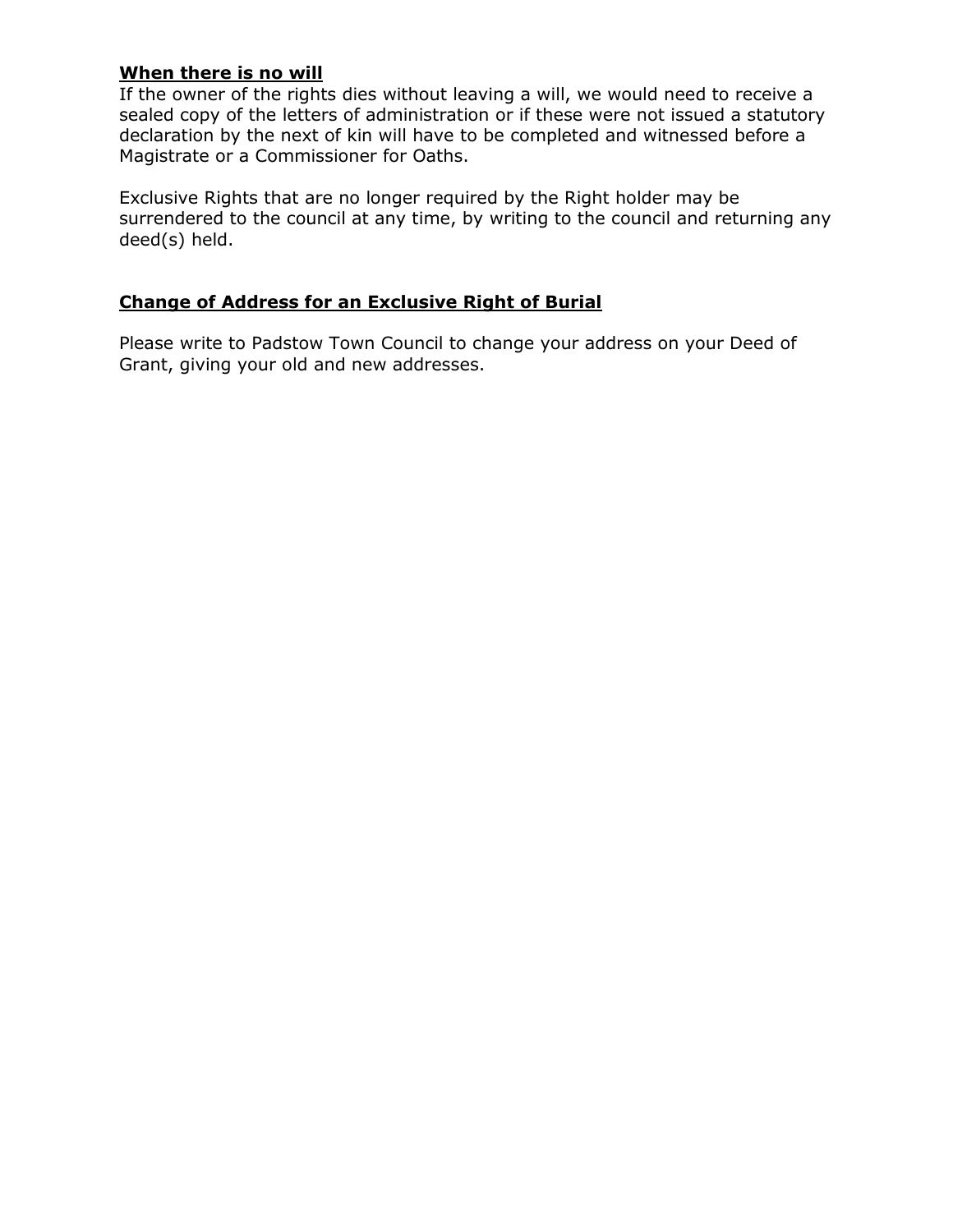**When there is no will**

If the owner of the rights dies without leaving a will, we would need to receive a sealed copy of the letters of administration or if these were not issued a statutory declaration by the next of kin will have to be completed and witnessed before a Magistrate or a Commissioner for Oaths.

Exclusive Rights that are no longer required by the Right holder may be surrendered to the council at any time, by writing to the council and returning any deed(s) held.

**Change of Address for an Exclusive Right of Burial**

Please write to Padstow Town Council to change your address on your Deed of Grant, giving your old and new addresses.